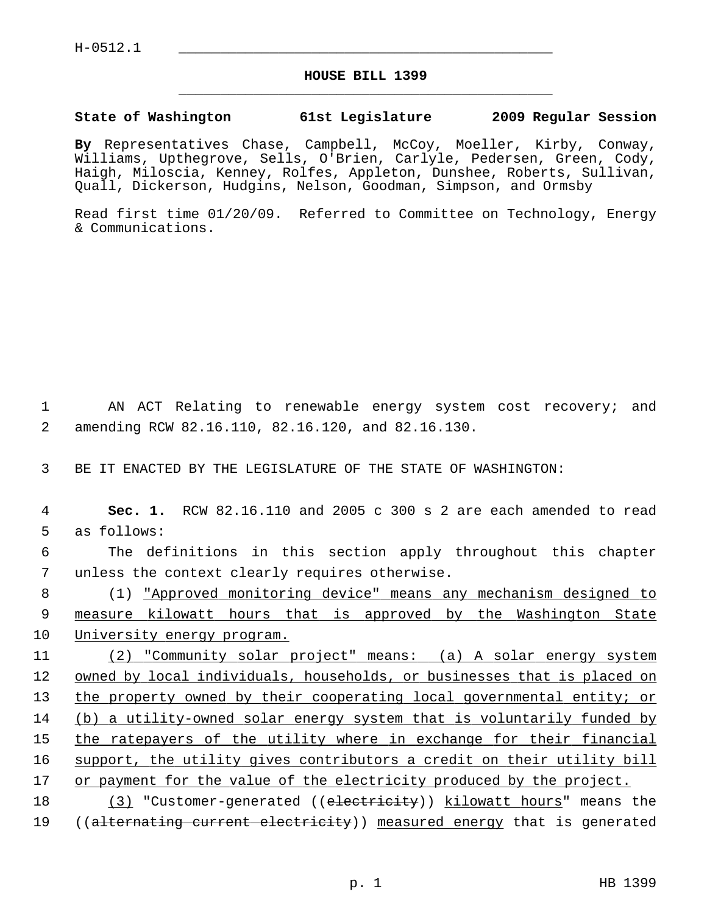H-0512.1

# HOUSE BILL 1399

**State of Washington 61st Legislature 2009 Regular Session**

**By** Representatives Chase, Campbell, McCoy, Moeller, Kirby, Conway, Williams, Upthegrove, Sells, O'Brien, Carlyle, Pedersen, Green, Cody, Haigh, Miloscia, Kenney, Rolfes, Appleton, Dunshee, Roberts, Sullivan, Quall, Dickerson, Hudgins, Nelson, Goodman, Simpson, and Ormsby

Read first time 01/20/09. Referred to Committee on Technology, Energy & Communications.

1 AN ACT Relating to renewable energy system cost recovery; and
2 amending RCW 82.16.110, 82.16.120, and 82.16.130.

3 BE IT ENACTED BY THE LEGISLATURE OF THE STATE OF WASHINGTON:

4 **Sec. 1.** RCW 82.16.110 and 2005 c 300 s 2 are each amended to read
5 as follows:

6 The definitions in this section apply throughout this chapter
7 unless the context clearly requires otherwise.

8 (1) <u>"Approved monitoring device" means any mechanism designed to</u>
9 <u>measure kilowatt hours that is approved by the Washington State</u>
10 <u>University energy program.</u>

11 <u>(2) "Community solar project" means: (a) A solar energy system</u>
12 <u>owned by local individuals, households, or businesses that is placed on</u>
13 <u>the property owned by their cooperating local governmental entity; or</u>
14 <u>(b) a utility-owned solar energy system that is voluntarily funded by</u>
15 <u>the ratepayers of the utility where in exchange for their financial</u>
16 <u>support, the utility gives contributors a credit on their utility bill</u>
17 <u>or payment for the value of the electricity produced by the project.</u>

18 <u>(3)</u> "Customer-generated ((~~electricity~~)) <u>kilowatt hours</u>" means the
19 ((~~alternating current electricity~~)) <u>measured energy</u> that is generated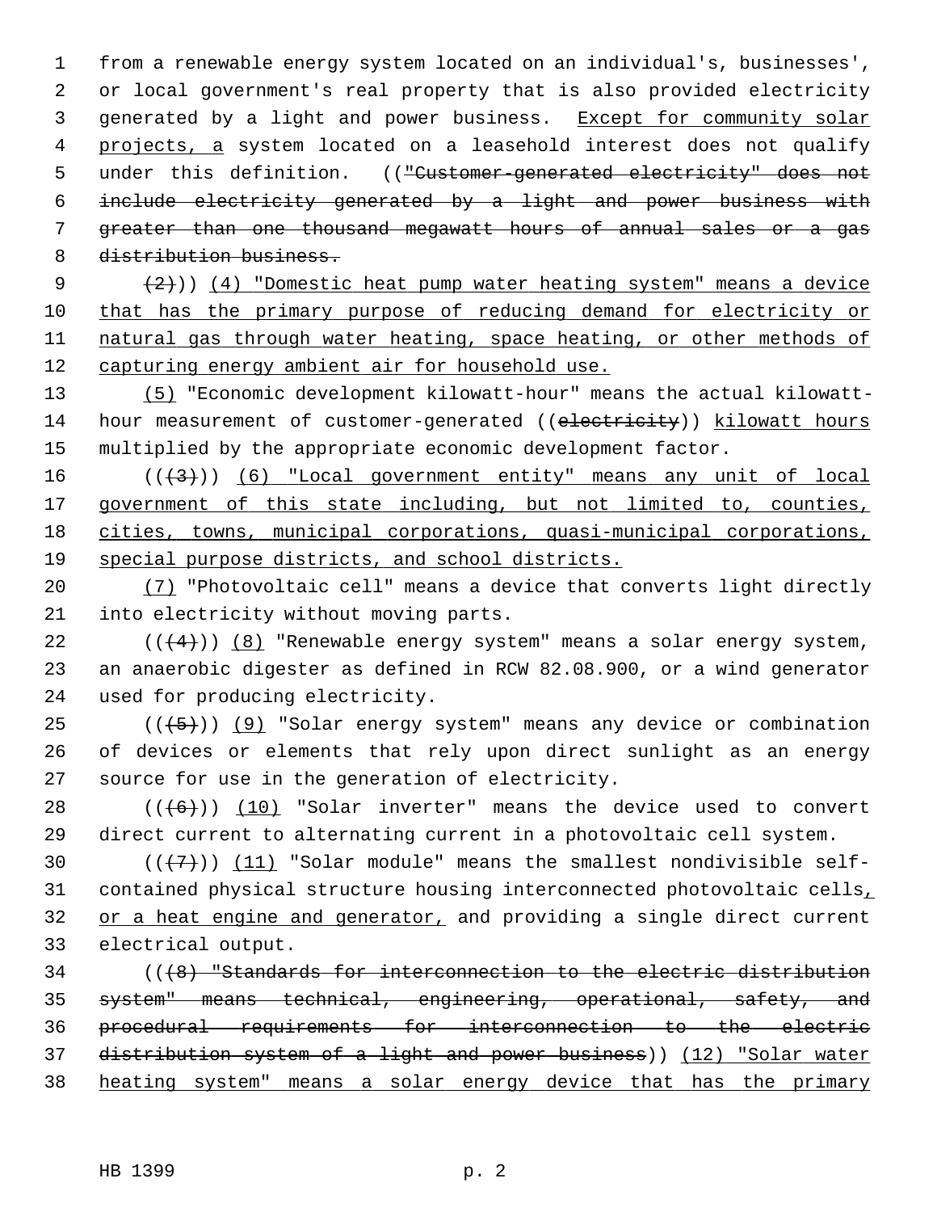from a renewable energy system located on an individual's, businesses', or local government's real property that is also provided electricity generated by a light and power business. Except for community solar projects, a system located on a leasehold interest does not qualify under this definition. (("Customer-generated electricity" does not include electricity generated by a light and power business with greater than one thousand megawatt hours of annual sales or a gas distribution business.

(2))) (4) "Domestic heat pump water heating system" means a device that has the primary purpose of reducing demand for electricity or natural gas through water heating, space heating, or other methods of capturing energy ambient air for household use.

(5) "Economic development kilowatt-hour" means the actual kilowatt-hour measurement of customer-generated ((electricity)) kilowatt hours multiplied by the appropriate economic development factor.

(((3))) (6) "Local government entity" means any unit of local government of this state including, but not limited to, counties, cities, towns, municipal corporations, quasi-municipal corporations, special purpose districts, and school districts.

(7) "Photovoltaic cell" means a device that converts light directly into electricity without moving parts.

(((4))) (8) "Renewable energy system" means a solar energy system, an anaerobic digester as defined in RCW 82.08.900, or a wind generator used for producing electricity.

(((5))) (9) "Solar energy system" means any device or combination of devices or elements that rely upon direct sunlight as an energy source for use in the generation of electricity.

(((6))) (10) "Solar inverter" means the device used to convert direct current to alternating current in a photovoltaic cell system.

(((7))) (11) "Solar module" means the smallest nondivisible self-contained physical structure housing interconnected photovoltaic cells, or a heat engine and generator, and providing a single direct current electrical output.

(((8) "Standards for interconnection to the electric distribution system" means technical, engineering, operational, safety, and procedural requirements for interconnection to the electric distribution system of a light and power business)) (12) "Solar water heating system" means a solar energy device that has the primary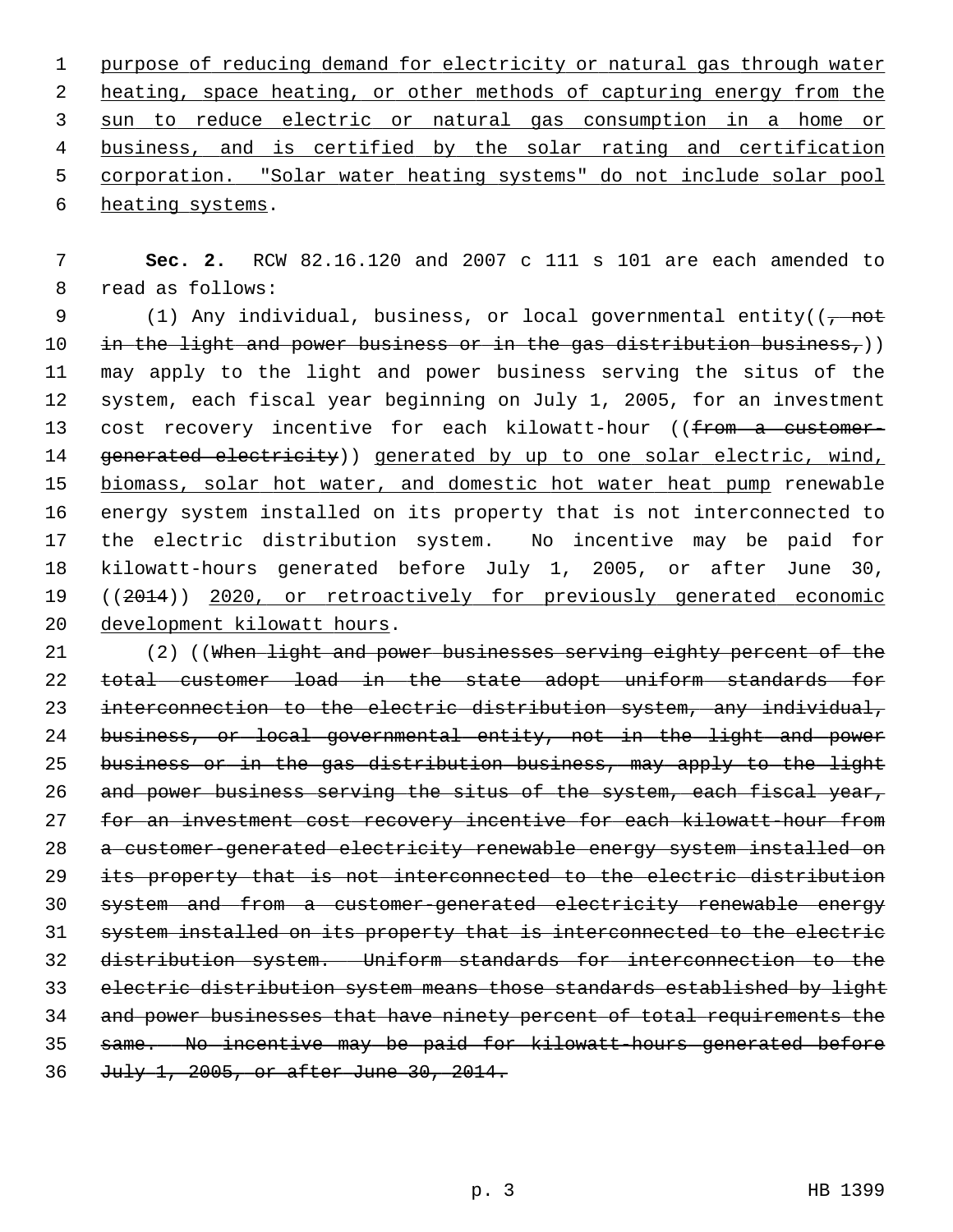purpose of reducing demand for electricity or natural gas through water heating, space heating, or other methods of capturing energy from the sun to reduce electric or natural gas consumption in a home or business, and is certified by the solar rating and certification corporation. "Solar water heating systems" do not include solar pool heating systems.

**Sec. 2.** RCW 82.16.120 and 2007 c 111 s 101 are each amended to read as follows:

(1) Any individual, business, or local governmental entity((~~, not in the light and power business or in the gas distribution business,~~)) may apply to the light and power business serving the situs of the system, each fiscal year beginning on July 1, 2005, for an investment cost recovery incentive for each kilowatt-hour ((~~from a customer-generated electricity~~)) generated by up to one solar electric, wind, biomass, solar hot water, and domestic hot water heat pump renewable energy system installed on its property that is not interconnected to the electric distribution system. No incentive may be paid for kilowatt-hours generated before July 1, 2005, or after June 30, ((~~2014~~)) 2020, or retroactively for previously generated economic development kilowatt hours.

(2) ((~~When light and power businesses serving eighty percent of the total customer load in the state adopt uniform standards for interconnection to the electric distribution system, any individual, business, or local governmental entity, not in the light and power business or in the gas distribution business, may apply to the light and power business serving the situs of the system, each fiscal year, for an investment cost recovery incentive for each kilowatt-hour from a customer-generated electricity renewable energy system installed on its property that is not interconnected to the electric distribution system and from a customer-generated electricity renewable energy system installed on its property that is interconnected to the electric distribution system. Uniform standards for interconnection to the electric distribution system means those standards established by light and power businesses that have ninety percent of total requirements the same. No incentive may be paid for kilowatt-hours generated before July 1, 2005, or after June 30, 2014.~~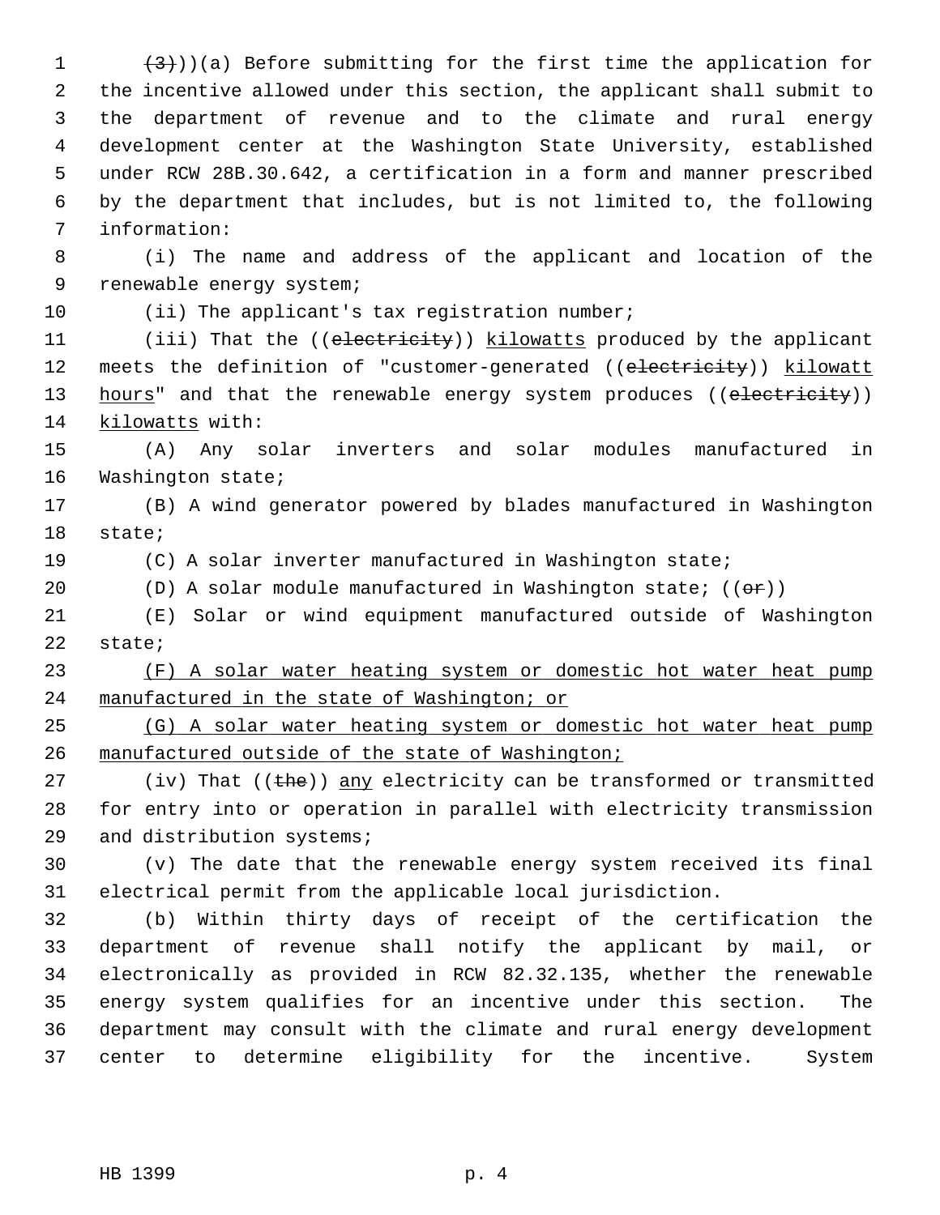~~(3)~~))(a) Before submitting for the first time the application for the incentive allowed under this section, the applicant shall submit to the department of revenue and to the climate and rural energy development center at the Washington State University, established under RCW 28B.30.642, a certification in a form and manner prescribed by the department that includes, but is not limited to, the following information:

(i) The name and address of the applicant and location of the renewable energy system;

(ii) The applicant's tax registration number;

(iii) That the ((~~electricity~~)) kilowatts produced by the applicant meets the definition of "customer-generated ((~~electricity~~)) kilowatt hours" and that the renewable energy system produces ((~~electricity~~)) kilowatts with:

(A) Any solar inverters and solar modules manufactured in Washington state;

(B) A wind generator powered by blades manufactured in Washington state;

(C) A solar inverter manufactured in Washington state;

(D) A solar module manufactured in Washington state; ((~~or~~))

(E) Solar or wind equipment manufactured outside of Washington state;

(F) A solar water heating system or domestic hot water heat pump manufactured in the state of Washington; or

(G) A solar water heating system or domestic hot water heat pump manufactured outside of the state of Washington;

(iv) That ((~~the~~)) any electricity can be transformed or transmitted for entry into or operation in parallel with electricity transmission and distribution systems;

(v) The date that the renewable energy system received its final electrical permit from the applicable local jurisdiction.

(b) Within thirty days of receipt of the certification the department of revenue shall notify the applicant by mail, or electronically as provided in RCW 82.32.135, whether the renewable energy system qualifies for an incentive under this section. The department may consult with the climate and rural energy development center to determine eligibility for the incentive. System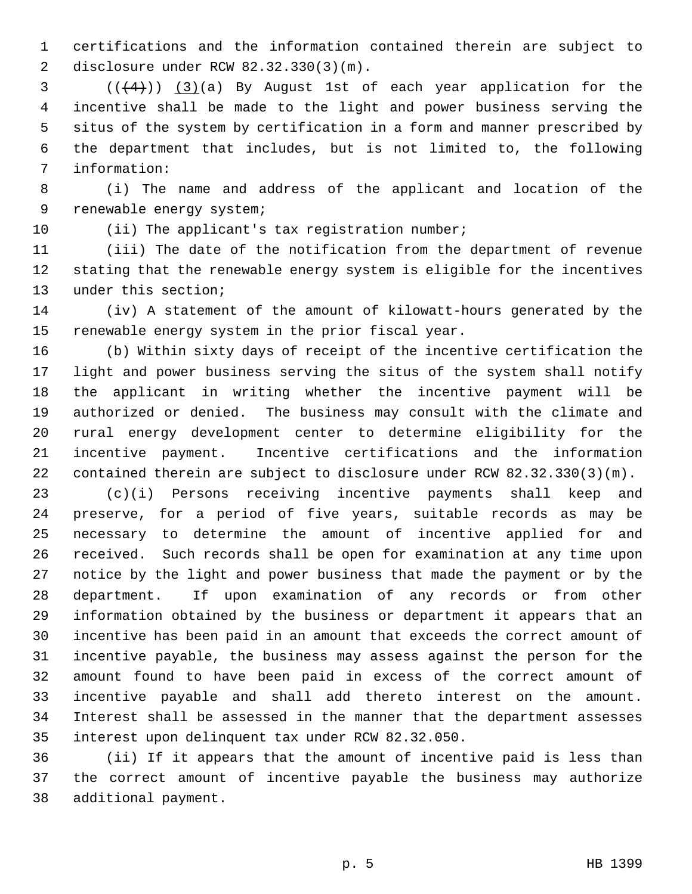certifications and the information contained therein are subject to disclosure under RCW 82.32.330(3)(m).

(((4))) (3)(a) By August 1st of each year application for the incentive shall be made to the light and power business serving the situs of the system by certification in a form and manner prescribed by the department that includes, but is not limited to, the following information:

(i) The name and address of the applicant and location of the renewable energy system;

(ii) The applicant's tax registration number;

(iii) The date of the notification from the department of revenue stating that the renewable energy system is eligible for the incentives under this section;

(iv) A statement of the amount of kilowatt-hours generated by the renewable energy system in the prior fiscal year.

(b) Within sixty days of receipt of the incentive certification the light and power business serving the situs of the system shall notify the applicant in writing whether the incentive payment will be authorized or denied. The business may consult with the climate and rural energy development center to determine eligibility for the incentive payment. Incentive certifications and the information contained therein are subject to disclosure under RCW 82.32.330(3)(m).

(c)(i) Persons receiving incentive payments shall keep and preserve, for a period of five years, suitable records as may be necessary to determine the amount of incentive applied for and received. Such records shall be open for examination at any time upon notice by the light and power business that made the payment or by the department. If upon examination of any records or from other information obtained by the business or department it appears that an incentive has been paid in an amount that exceeds the correct amount of incentive payable, the business may assess against the person for the amount found to have been paid in excess of the correct amount of incentive payable and shall add thereto interest on the amount. Interest shall be assessed in the manner that the department assesses interest upon delinquent tax under RCW 82.32.050.

(ii) If it appears that the amount of incentive paid is less than the correct amount of incentive payable the business may authorize additional payment.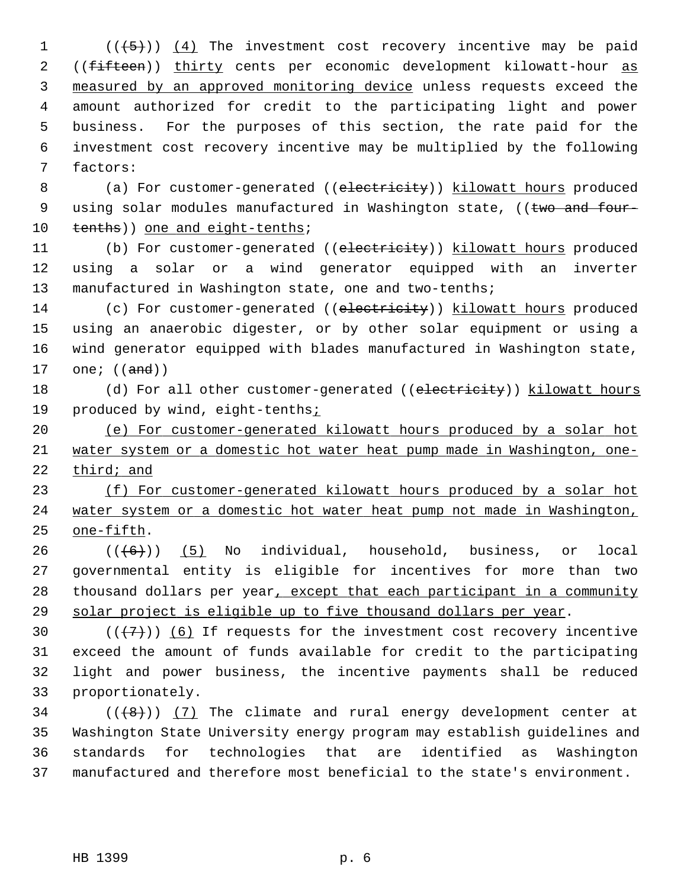(((5))) (4) The investment cost recovery incentive may be paid ((fifteen)) thirty cents per economic development kilowatt-hour as measured by an approved monitoring device unless requests exceed the amount authorized for credit to the participating light and power business. For the purposes of this section, the rate paid for the investment cost recovery incentive may be multiplied by the following factors:

(a) For customer-generated ((electricity)) kilowatt hours produced using solar modules manufactured in Washington state, ((two and four-tenths)) one and eight-tenths;

(b) For customer-generated ((electricity)) kilowatt hours produced using a solar or a wind generator equipped with an inverter manufactured in Washington state, one and two-tenths;

(c) For customer-generated ((electricity)) kilowatt hours produced using an anaerobic digester, or by other solar equipment or using a wind generator equipped with blades manufactured in Washington state, one; ((and))

(d) For all other customer-generated ((electricity)) kilowatt hours produced by wind, eight-tenths;

(e) For customer-generated kilowatt hours produced by a solar hot water system or a domestic hot water heat pump made in Washington, one-third; and

(f) For customer-generated kilowatt hours produced by a solar hot water system or a domestic hot water heat pump not made in Washington, one-fifth.

(((6))) (5) No individual, household, business, or local governmental entity is eligible for incentives for more than two thousand dollars per year, except that each participant in a community solar project is eligible up to five thousand dollars per year.

(((7))) (6) If requests for the investment cost recovery incentive exceed the amount of funds available for credit to the participating light and power business, the incentive payments shall be reduced proportionately.

(((8))) (7) The climate and rural energy development center at Washington State University energy program may establish guidelines and standards for technologies that are identified as Washington manufactured and therefore most beneficial to the state's environment.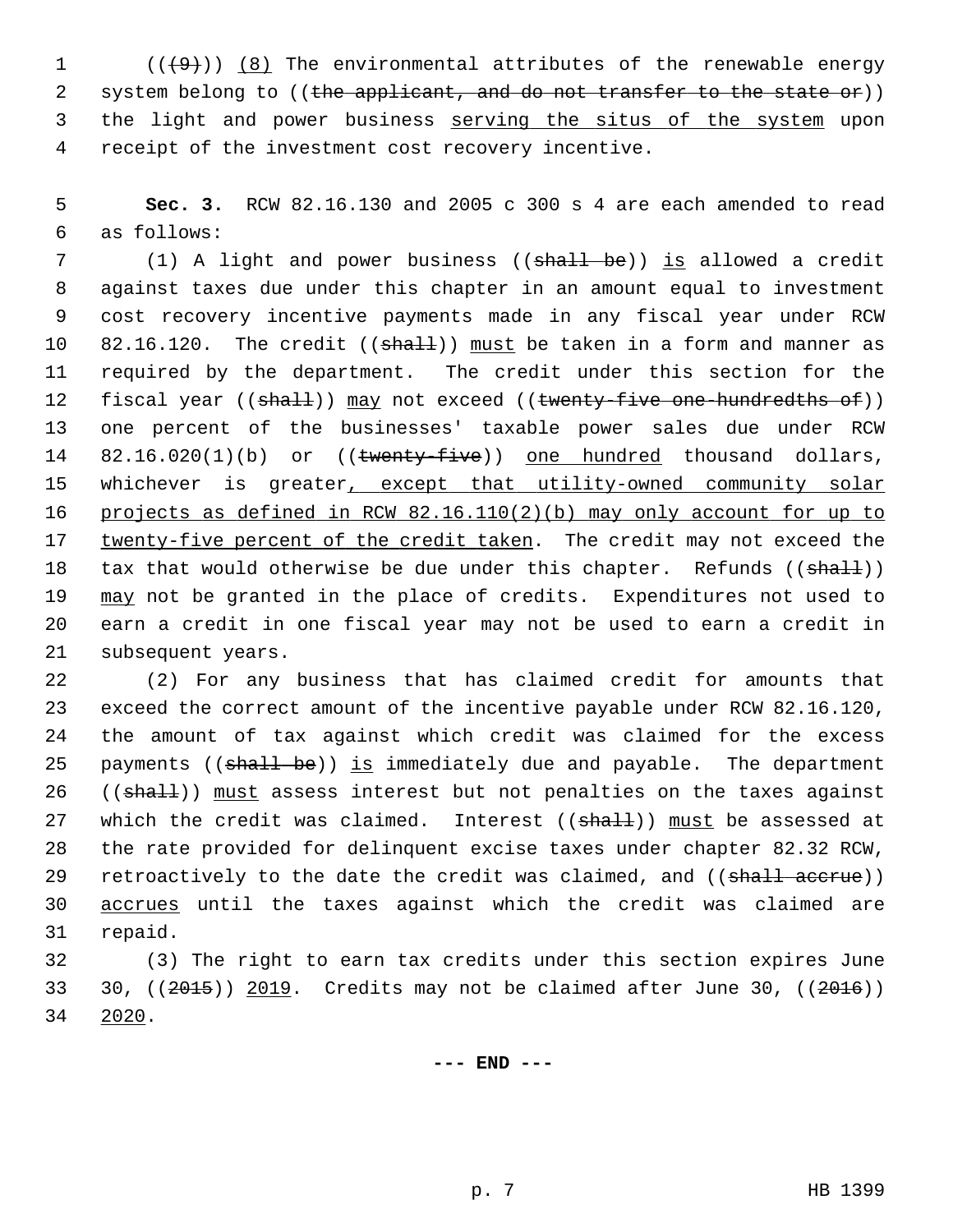(((9))) (8) The environmental attributes of the renewable energy system belong to ((the applicant, and do not transfer to the state or)) the light and power business serving the situs of the system upon receipt of the investment cost recovery incentive.

**Sec. 3.** RCW 82.16.130 and 2005 c 300 s 4 are each amended to read as follows:

(1) A light and power business ((shall be)) is allowed a credit against taxes due under this chapter in an amount equal to investment cost recovery incentive payments made in any fiscal year under RCW 82.16.120. The credit ((shall)) must be taken in a form and manner as required by the department. The credit under this section for the fiscal year ((shall)) may not exceed ((twenty-five one-hundredths of)) one percent of the businesses' taxable power sales due under RCW 82.16.020(1)(b) or ((twenty-five)) one hundred thousand dollars, whichever is greater, except that utility-owned community solar projects as defined in RCW 82.16.110(2)(b) may only account for up to twenty-five percent of the credit taken. The credit may not exceed the tax that would otherwise be due under this chapter. Refunds ((shall)) may not be granted in the place of credits. Expenditures not used to earn a credit in one fiscal year may not be used to earn a credit in subsequent years.

(2) For any business that has claimed credit for amounts that exceed the correct amount of the incentive payable under RCW 82.16.120, the amount of tax against which credit was claimed for the excess payments ((shall be)) is immediately due and payable. The department ((shall)) must assess interest but not penalties on the taxes against which the credit was claimed. Interest ((shall)) must be assessed at the rate provided for delinquent excise taxes under chapter 82.32 RCW, retroactively to the date the credit was claimed, and ((shall accrue)) accrues until the taxes against which the credit was claimed are repaid.

(3) The right to earn tax credits under this section expires June 30, ((2015)) 2019. Credits may not be claimed after June 30, ((2016)) 2020.

**--- END ---**